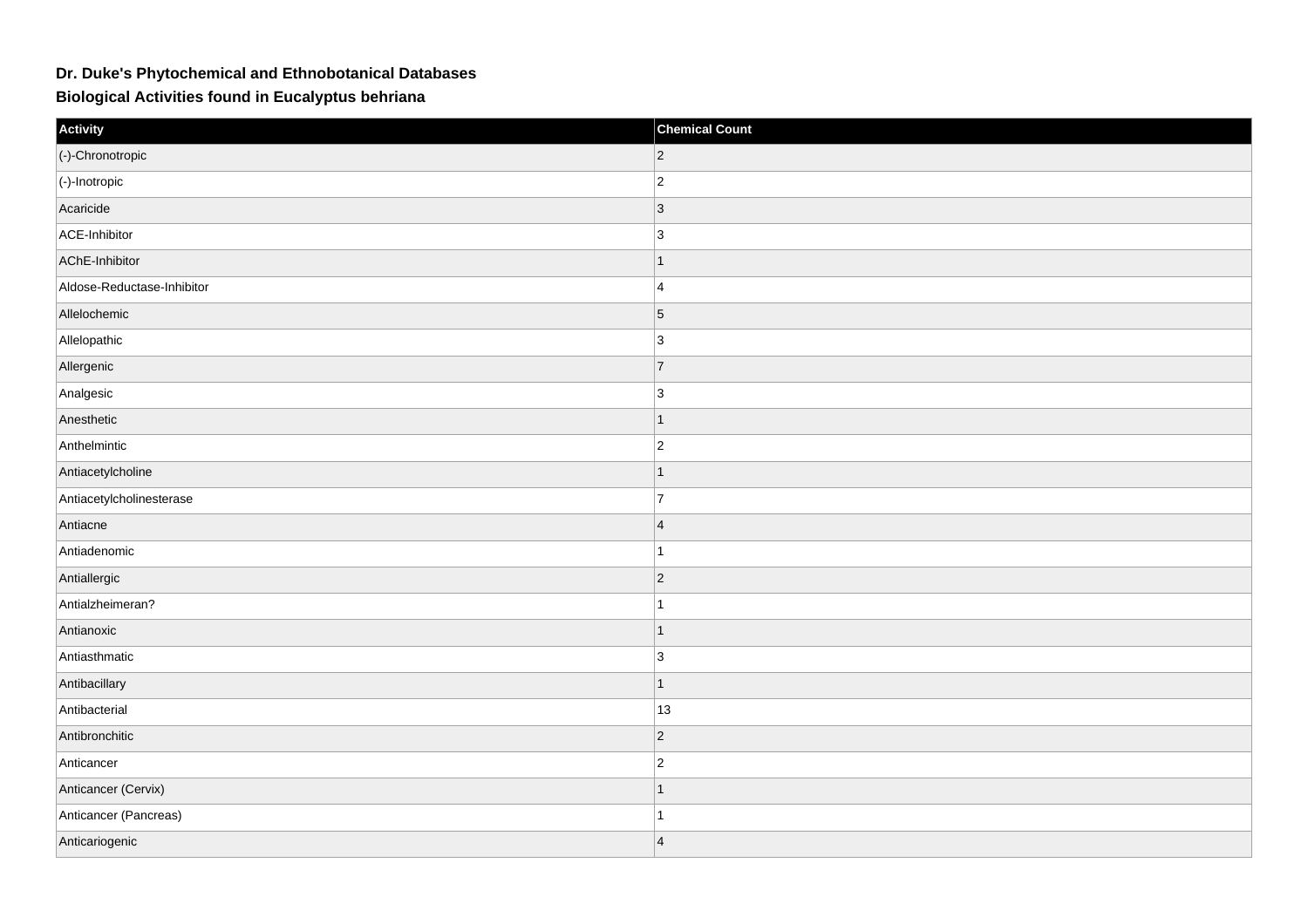**Dr. Duke's Phytochemical and Ethnobotanical Databases**

**Biological Activities found in Eucalyptus behriana**

| Activity | Chemical Count |
| --- | --- |
| (-)-Chronotropic | 2 |
| (-)-Inotropic | 2 |
| Acaricide | 3 |
| ACE-Inhibitor | 3 |
| AChE-Inhibitor | 1 |
| Aldose-Reductase-Inhibitor | 4 |
| Allelochemic | 5 |
| Allelopathic | 3 |
| Allergenic | 7 |
| Analgesic | 3 |
| Anesthetic | 1 |
| Anthelmintic | 2 |
| Antiacetylcholine | 1 |
| Antiacetylcholinesterase | 7 |
| Antiacne | 4 |
| Antiadenomic | 1 |
| Antiallergic | 2 |
| Antialzheimeran? | 1 |
| Antianoxic | 1 |
| Antiasthmatic | 3 |
| Antibacillary | 1 |
| Antibacterial | 13 |
| Antibronchitic | 2 |
| Anticancer | 2 |
| Anticancer (Cervix) | 1 |
| Anticancer (Pancreas) | 1 |
| Anticariogenic | 4 |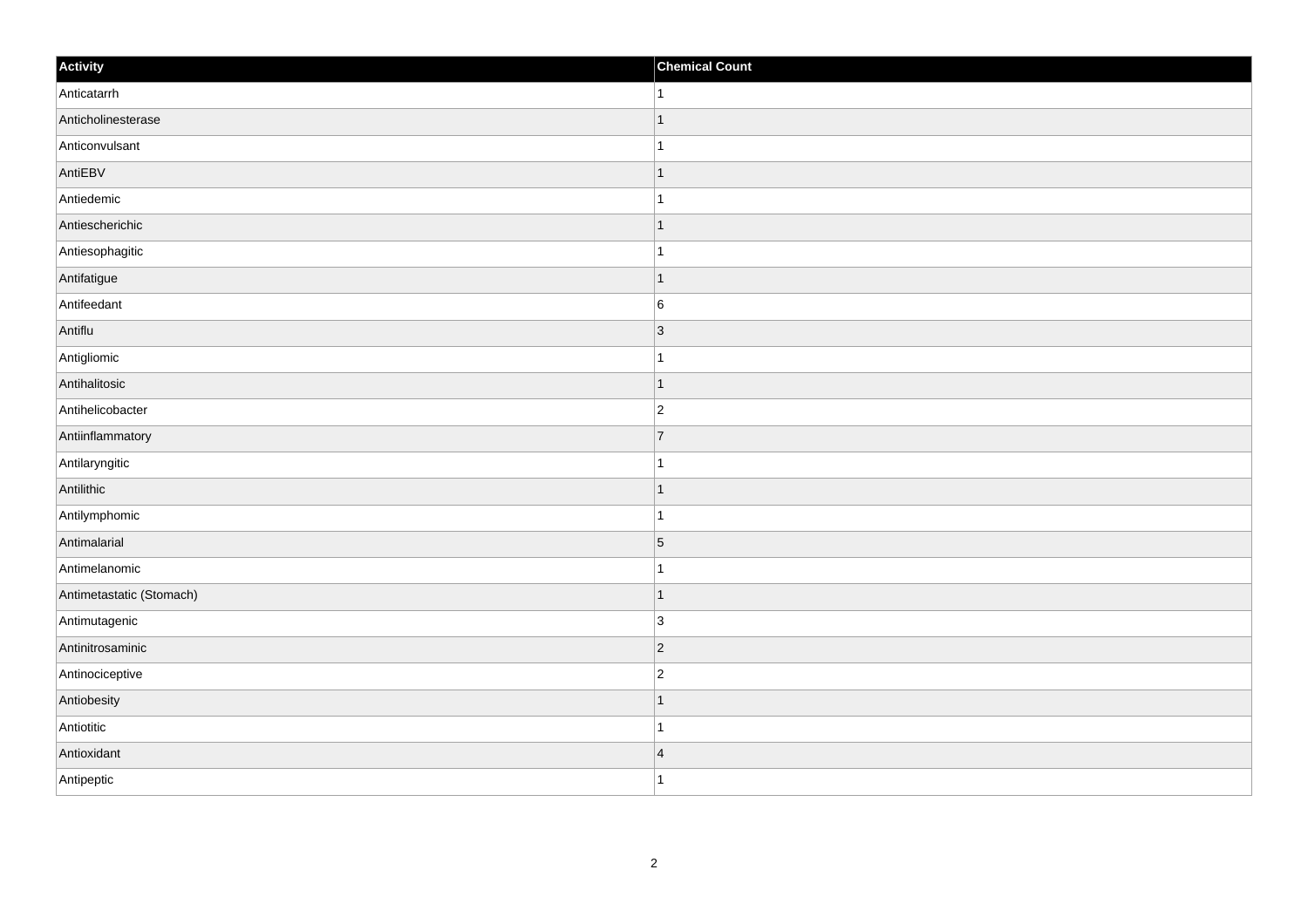| Activity | Chemical Count |
|---|---|
| Anticatarrh | 1 |
| Anticholinesterase | 1 |
| Anticonvulsant | 1 |
| AntiEBV | 1 |
| Antiedemic | 1 |
| Antiescherichic | 1 |
| Antiesophagitic | 1 |
| Antifatigue | 1 |
| Antifeedant | 6 |
| Antiflu | 3 |
| Antigliomic | 1 |
| Antihalitosic | 1 |
| Antihelicobacter | 2 |
| Antiinflammatory | 7 |
| Antilaryngitic | 1 |
| Antilithic | 1 |
| Antilymphomic | 1 |
| Antimalarial | 5 |
| Antimelanomic | 1 |
| Antimetastatic (Stomach) | 1 |
| Antimutagenic | 3 |
| Antinitrosaminic | 2 |
| Antinociceptive | 2 |
| Antiobesity | 1 |
| Antiotitic | 1 |
| Antioxidant | 4 |
| Antipeptic | 1 |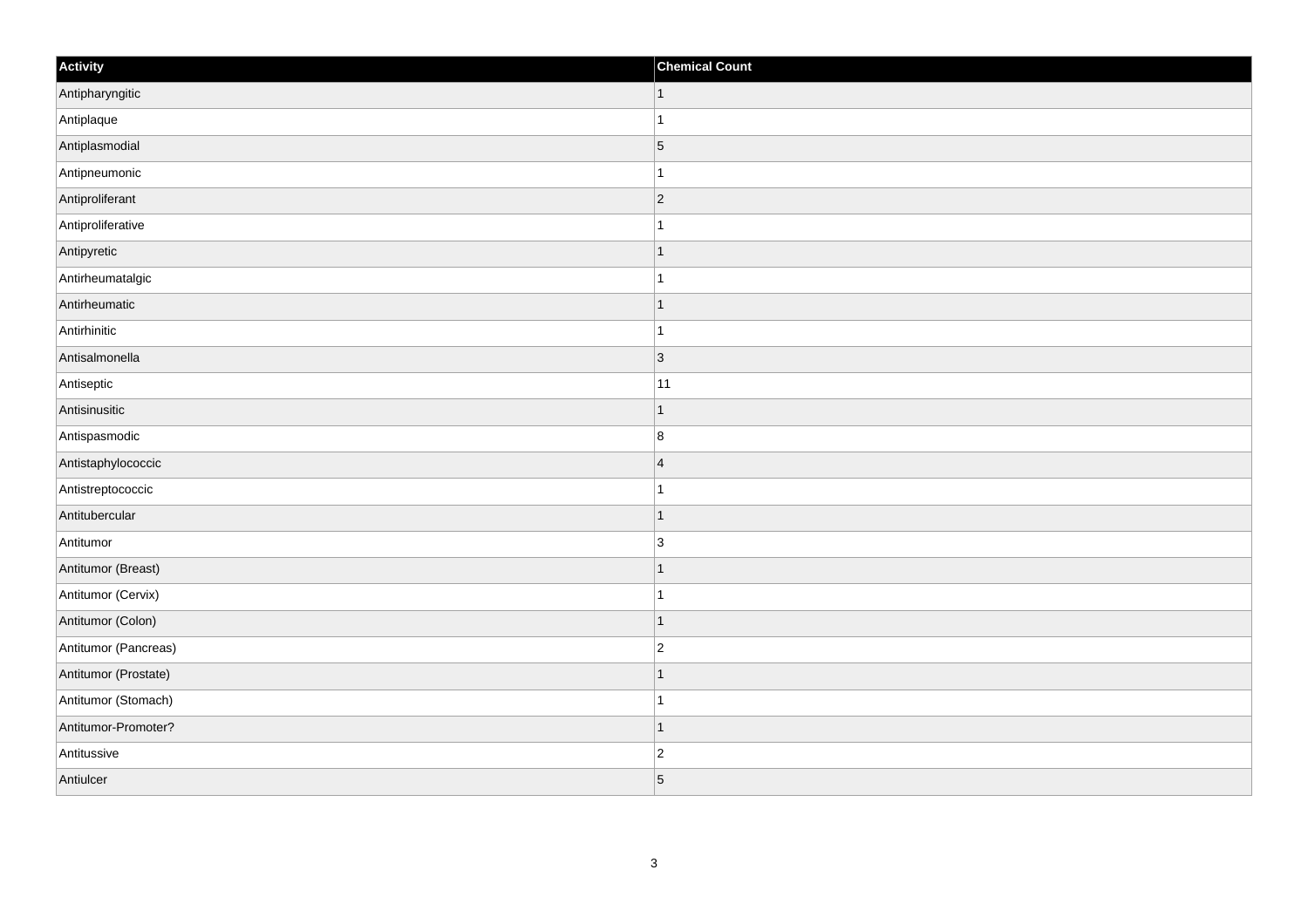| Activity | Chemical Count |
| --- | --- |
| Antipharyngitic | 1 |
| Antiplaque | 1 |
| Antiplasmodial | 5 |
| Antipneumonic | 1 |
| Antiproliferant | 2 |
| Antiproliferative | 1 |
| Antipyretic | 1 |
| Antirheumatalgic | 1 |
| Antirheumatic | 1 |
| Antirhinitic | 1 |
| Antisalmonella | 3 |
| Antiseptic | 11 |
| Antisinusitic | 1 |
| Antispasmodic | 8 |
| Antistaphylococcic | 4 |
| Antistreptococcic | 1 |
| Antitubercular | 1 |
| Antitumor | 3 |
| Antitumor (Breast) | 1 |
| Antitumor (Cervix) | 1 |
| Antitumor (Colon) | 1 |
| Antitumor (Pancreas) | 2 |
| Antitumor (Prostate) | 1 |
| Antitumor (Stomach) | 1 |
| Antitumor-Promoter? | 1 |
| Antitussive | 2 |
| Antiulcer | 5 |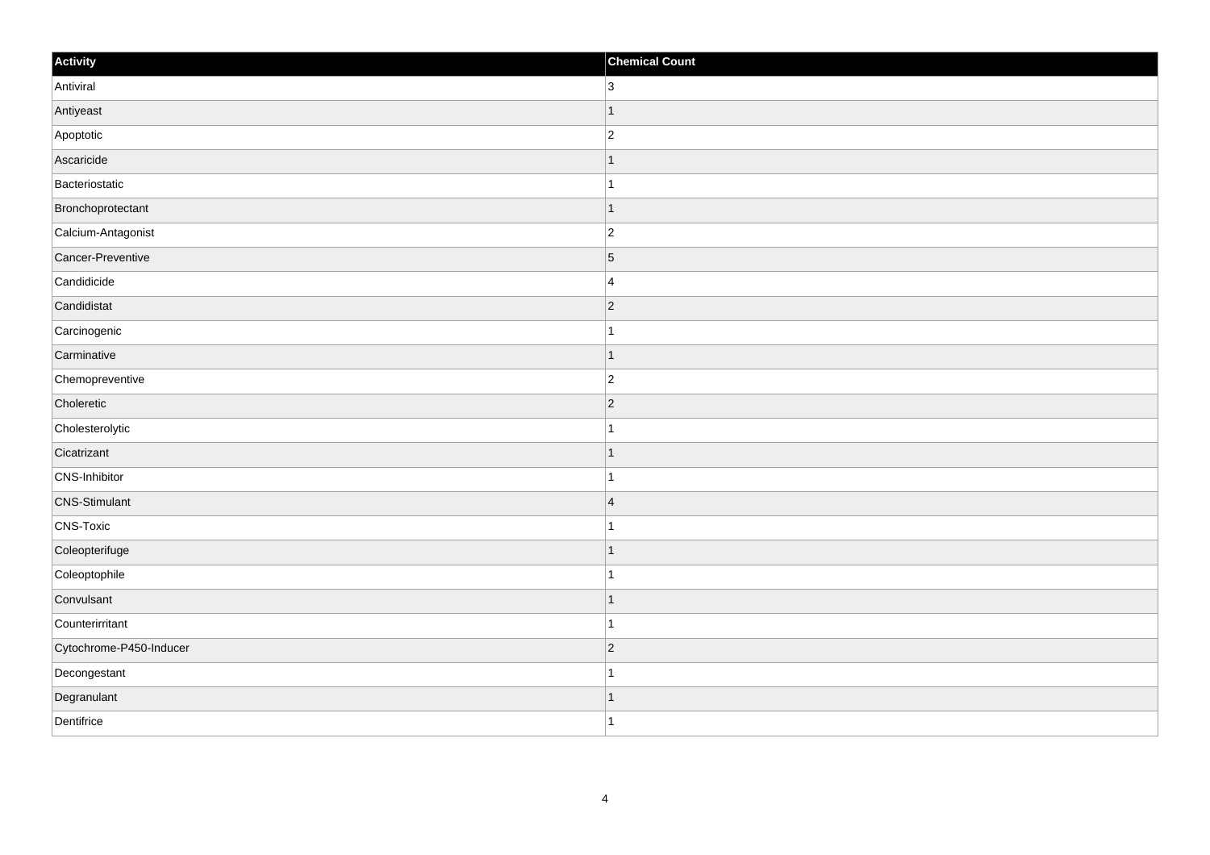| Activity | Chemical Count |
| --- | --- |
| Antiviral | 3 |
| Antiyeast | 1 |
| Apoptotic | 2 |
| Ascaricide | 1 |
| Bacteriostatic | 1 |
| Bronchoprotectant | 1 |
| Calcium-Antagonist | 2 |
| Cancer-Preventive | 5 |
| Candidicide | 4 |
| Candidistat | 2 |
| Carcinogenic | 1 |
| Carminative | 1 |
| Chemopreventive | 2 |
| Choleretic | 2 |
| Cholesterolytic | 1 |
| Cicatrizant | 1 |
| CNS-Inhibitor | 1 |
| CNS-Stimulant | 4 |
| CNS-Toxic | 1 |
| Coleopterifuge | 1 |
| Coleoptophile | 1 |
| Convulsant | 1 |
| Counterirritant | 1 |
| Cytochrome-P450-Inducer | 2 |
| Decongestant | 1 |
| Degranulant | 1 |
| Dentifrice | 1 |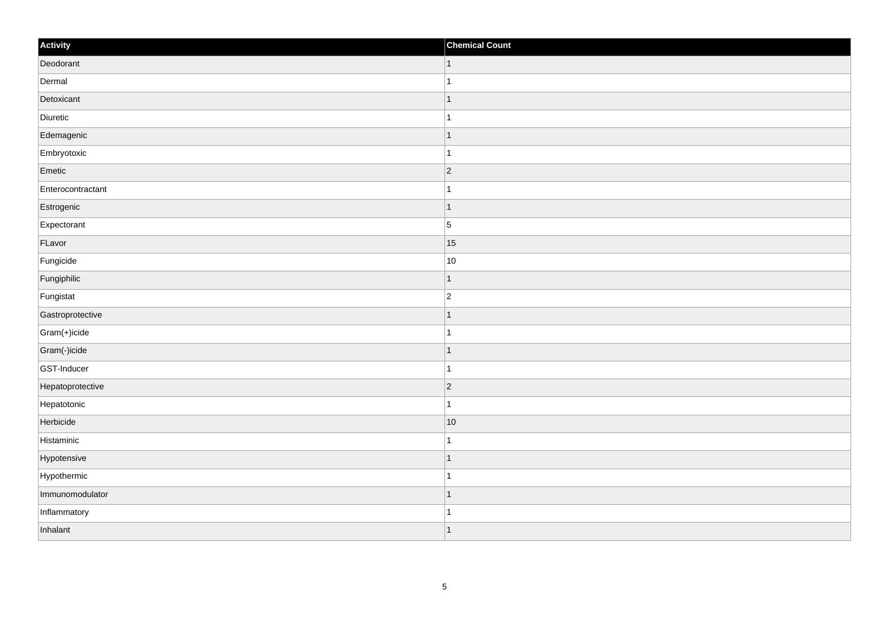| Activity | Chemical Count |
| --- | --- |
| Deodorant | 1 |
| Dermal | 1 |
| Detoxicant | 1 |
| Diuretic | 1 |
| Edemagenic | 1 |
| Embryotoxic | 1 |
| Emetic | 2 |
| Enterocontractant | 1 |
| Estrogenic | 1 |
| Expectorant | 5 |
| FLavor | 15 |
| Fungicide | 10 |
| Fungiphilic | 1 |
| Fungistat | 2 |
| Gastroprotective | 1 |
| Gram(+)icide | 1 |
| Gram(-)icide | 1 |
| GST-Inducer | 1 |
| Hepatoprotective | 2 |
| Hepatotonic | 1 |
| Herbicide | 10 |
| Histaminic | 1 |
| Hypotensive | 1 |
| Hypothermic | 1 |
| Immunomodulator | 1 |
| Inflammatory | 1 |
| Inhalant | 1 |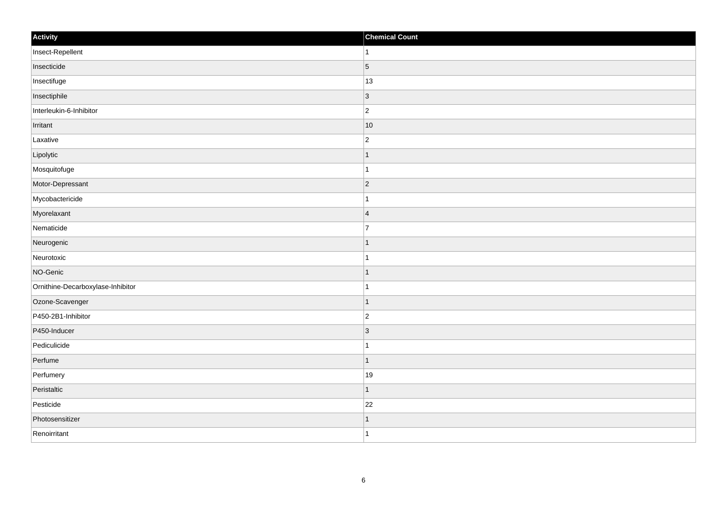| Activity | Chemical Count |
| --- | --- |
| Insect-Repellent | 1 |
| Insecticide | 5 |
| Insectifuge | 13 |
| Insectiphile | 3 |
| Interleukin-6-Inhibitor | 2 |
| Irritant | 10 |
| Laxative | 2 |
| Lipolytic | 1 |
| Mosquitofuge | 1 |
| Motor-Depressant | 2 |
| Mycobactericide | 1 |
| Myorelaxant | 4 |
| Nematicide | 7 |
| Neurogenic | 1 |
| Neurotoxic | 1 |
| NO-Genic | 1 |
| Ornithine-Decarboxylase-Inhibitor | 1 |
| Ozone-Scavenger | 1 |
| P450-2B1-Inhibitor | 2 |
| P450-Inducer | 3 |
| Pediculicide | 1 |
| Perfume | 1 |
| Perfumery | 19 |
| Peristaltic | 1 |
| Pesticide | 22 |
| Photosensitizer | 1 |
| Renoirritant | 1 |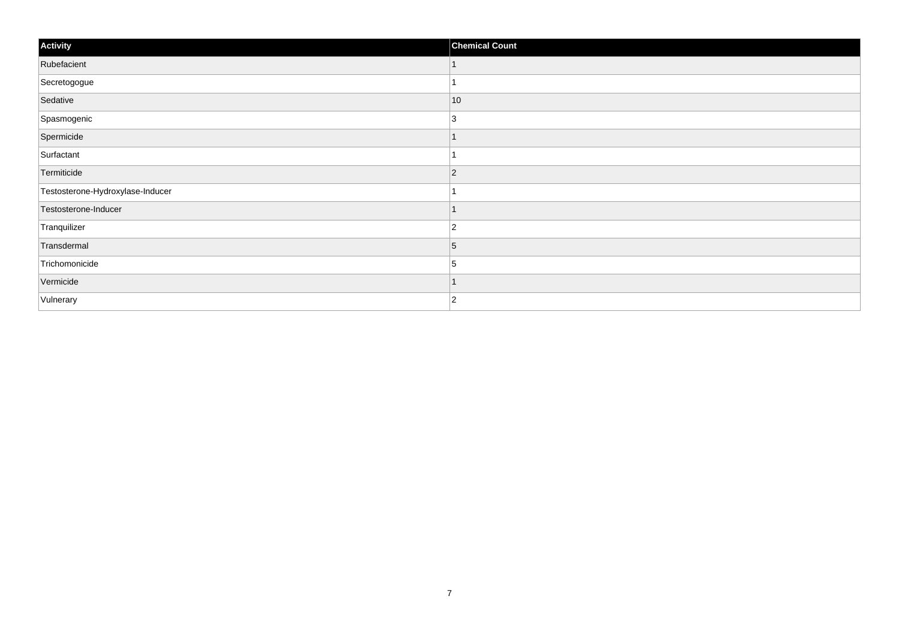| Activity | Chemical Count |
| --- | --- |
| Rubefacient | 1 |
| Secretogogue | 1 |
| Sedative | 10 |
| Spasmogenic | 3 |
| Spermicide | 1 |
| Surfactant | 1 |
| Termiticide | 2 |
| Testosterone-Hydroxylase-Inducer | 1 |
| Testosterone-Inducer | 1 |
| Tranquilizer | 2 |
| Transdermal | 5 |
| Trichomonicide | 5 |
| Vermicide | 1 |
| Vulnerary | 2 |